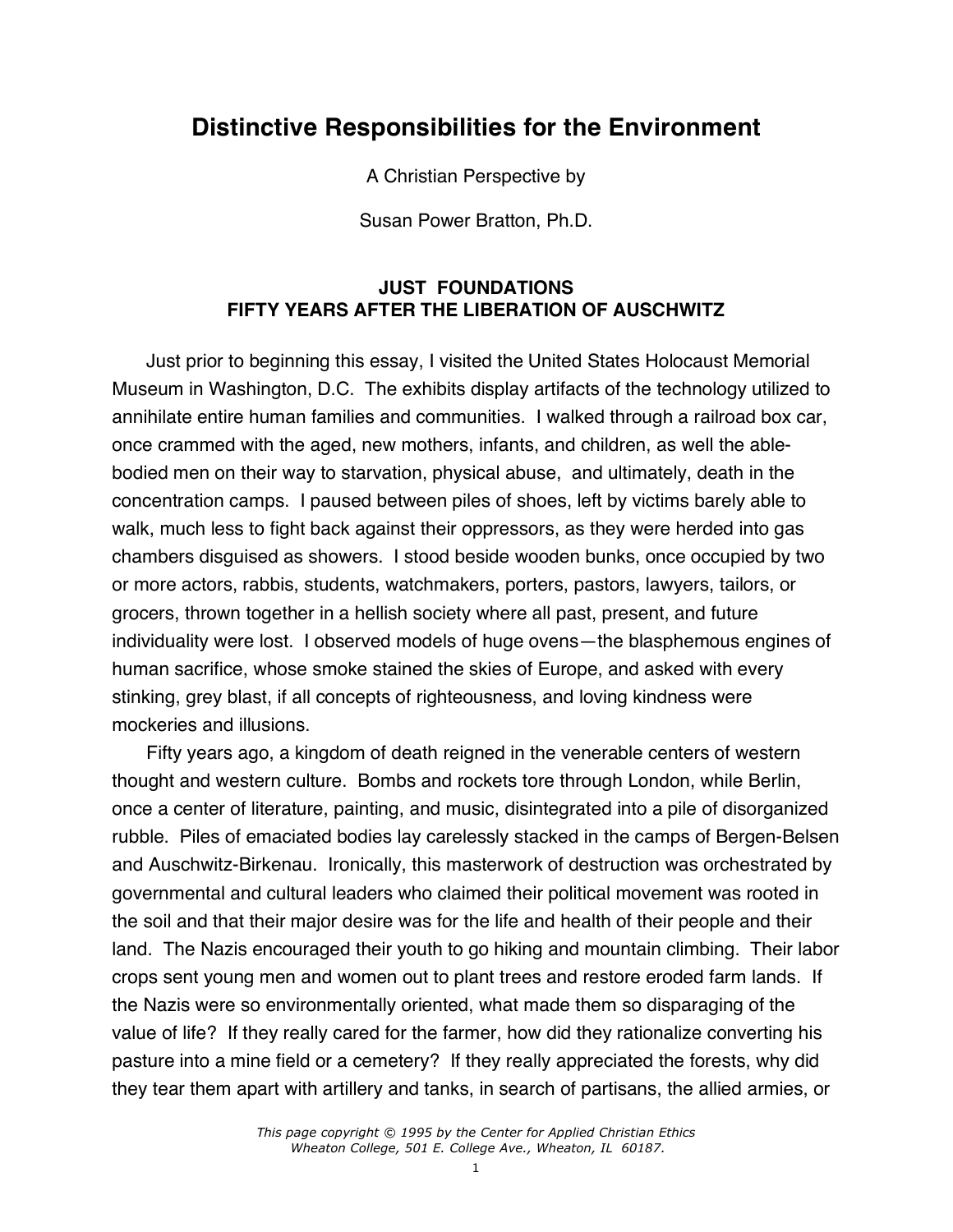# Distinctive Responsibilities for the Environment

A Christian Perspective by

Susan Power Bratton, Ph.D.

## JUST FOUNDATIONS
## FIFTY YEARS AFTER THE LIBERATION OF AUSCHWITZ

Just prior to beginning this essay, I visited the United States Holocaust Memorial Museum in Washington, D.C. The exhibits display artifacts of the technology utilized to annihilate entire human families and communities. I walked through a railroad box car, once crammed with the aged, new mothers, infants, and children, as well the able-bodied men on their way to starvation, physical abuse, and ultimately, death in the concentration camps. I paused between piles of shoes, left by victims barely able to walk, much less to fight back against their oppressors, as they were herded into gas chambers disguised as showers. I stood beside wooden bunks, once occupied by two or more actors, rabbis, students, watchmakers, porters, pastors, lawyers, tailors, or grocers, thrown together in a hellish society where all past, present, and future individuality were lost. I observed models of huge ovens—the blasphemous engines of human sacrifice, whose smoke stained the skies of Europe, and asked with every stinking, grey blast, if all concepts of righteousness, and loving kindness were mockeries and illusions.

Fifty years ago, a kingdom of death reigned in the venerable centers of western thought and western culture. Bombs and rockets tore through London, while Berlin, once a center of literature, painting, and music, disintegrated into a pile of disorganized rubble. Piles of emaciated bodies lay carelessly stacked in the camps of Bergen-Belsen and Auschwitz-Birkenau. Ironically, this masterwork of destruction was orchestrated by governmental and cultural leaders who claimed their political movement was rooted in the soil and that their major desire was for the life and health of their people and their land. The Nazis encouraged their youth to go hiking and mountain climbing. Their labor crops sent young men and women out to plant trees and restore eroded farm lands. If the Nazis were so environmentally oriented, what made them so disparaging of the value of life? If they really cared for the farmer, how did they rationalize converting his pasture into a mine field or a cemetery? If they really appreciated the forests, why did they tear them apart with artillery and tanks, in search of partisans, the allied armies, or

*This page copyright © 1995 by the Center for Applied Christian Ethics Wheaton College, 501 E. College Ave., Wheaton, IL 60187.*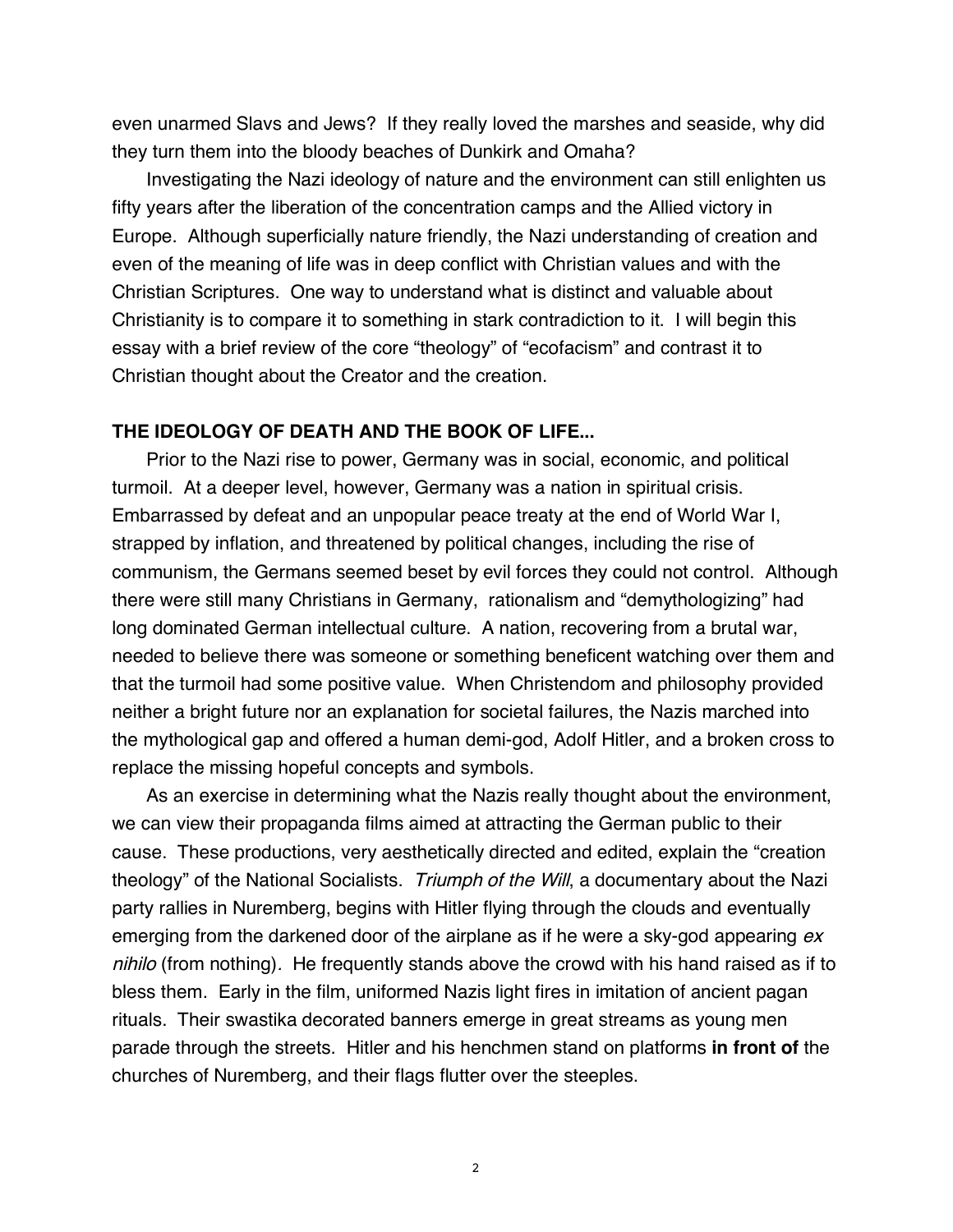even unarmed Slavs and Jews? If they really loved the marshes and seaside, why did they turn them into the bloody beaches of Dunkirk and Omaha?

Investigating the Nazi ideology of nature and the environment can still enlighten us fifty years after the liberation of the concentration camps and the Allied victory in Europe. Although superficially nature friendly, the Nazi understanding of creation and even of the meaning of life was in deep conflict with Christian values and with the Christian Scriptures. One way to understand what is distinct and valuable about Christianity is to compare it to something in stark contradiction to it. I will begin this essay with a brief review of the core "theology" of "ecofacism" and contrast it to Christian thought about the Creator and the creation.

**THE IDEOLOGY OF DEATH AND THE BOOK OF LIFE...**

Prior to the Nazi rise to power, Germany was in social, economic, and political turmoil. At a deeper level, however, Germany was a nation in spiritual crisis. Embarrassed by defeat and an unpopular peace treaty at the end of World War I, strapped by inflation, and threatened by political changes, including the rise of communism, the Germans seemed beset by evil forces they could not control. Although there were still many Christians in Germany, rationalism and "demythologizing" had long dominated German intellectual culture. A nation, recovering from a brutal war, needed to believe there was someone or something beneficent watching over them and that the turmoil had some positive value. When Christendom and philosophy provided neither a bright future nor an explanation for societal failures, the Nazis marched into the mythological gap and offered a human demi-god, Adolf Hitler, and a broken cross to replace the missing hopeful concepts and symbols.

As an exercise in determining what the Nazis really thought about the environment, we can view their propaganda films aimed at attracting the German public to their cause. These productions, very aesthetically directed and edited, explain the "creation theology" of the National Socialists. *Triumph of the Will*, a documentary about the Nazi party rallies in Nuremberg, begins with Hitler flying through the clouds and eventually emerging from the darkened door of the airplane as if he were a sky-god appearing *ex nihilo* (from nothing). He frequently stands above the crowd with his hand raised as if to bless them. Early in the film, uniformed Nazis light fires in imitation of ancient pagan rituals. Their swastika decorated banners emerge in great streams as young men parade through the streets. Hitler and his henchmen stand on platforms **in front of** the churches of Nuremberg, and their flags flutter over the steeples.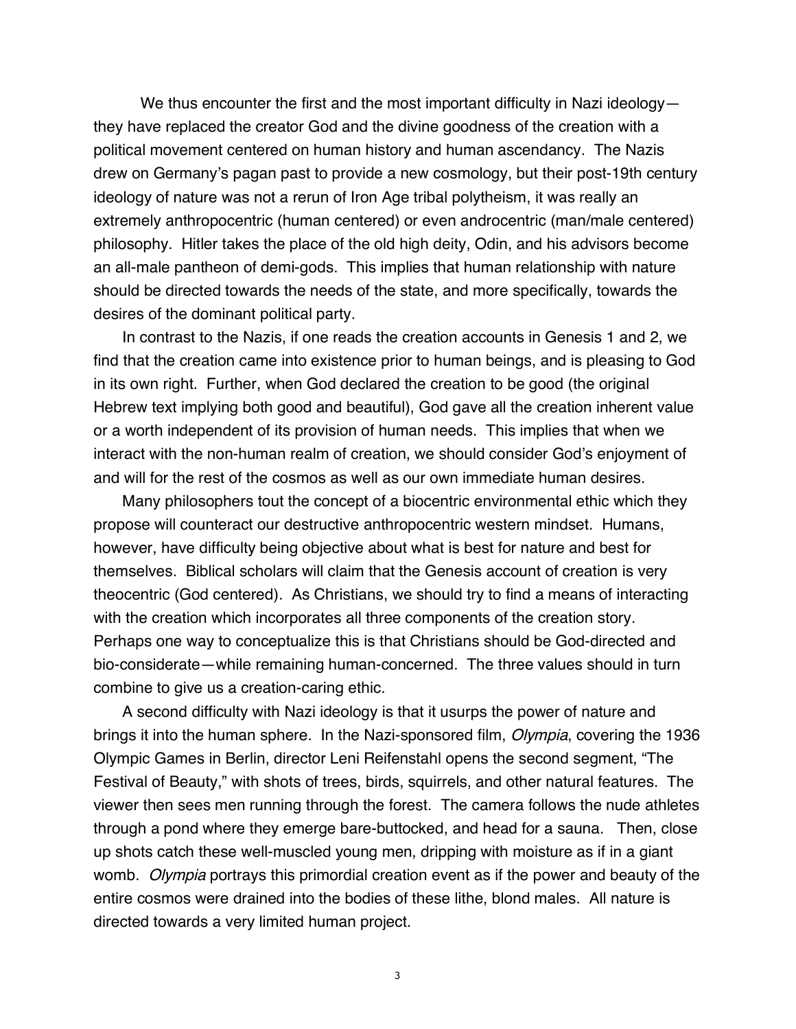We thus encounter the first and the most important difficulty in Nazi ideology—they have replaced the creator God and the divine goodness of the creation with a political movement centered on human history and human ascendancy. The Nazis drew on Germany's pagan past to provide a new cosmology, but their post-19th century ideology of nature was not a rerun of Iron Age tribal polytheism, it was really an extremely anthropocentric (human centered) or even androcentric (man/male centered) philosophy. Hitler takes the place of the old high deity, Odin, and his advisors become an all-male pantheon of demi-gods. This implies that human relationship with nature should be directed towards the needs of the state, and more specifically, towards the desires of the dominant political party.

In contrast to the Nazis, if one reads the creation accounts in Genesis 1 and 2, we find that the creation came into existence prior to human beings, and is pleasing to God in its own right. Further, when God declared the creation to be good (the original Hebrew text implying both good and beautiful), God gave all the creation inherent value or a worth independent of its provision of human needs. This implies that when we interact with the non-human realm of creation, we should consider God's enjoyment of and will for the rest of the cosmos as well as our own immediate human desires.

Many philosophers tout the concept of a biocentric environmental ethic which they propose will counteract our destructive anthropocentric western mindset. Humans, however, have difficulty being objective about what is best for nature and best for themselves. Biblical scholars will claim that the Genesis account of creation is very theocentric (God centered). As Christians, we should try to find a means of interacting with the creation which incorporates all three components of the creation story. Perhaps one way to conceptualize this is that Christians should be God-directed and bio-considerate—while remaining human-concerned. The three values should in turn combine to give us a creation-caring ethic.

A second difficulty with Nazi ideology is that it usurps the power of nature and brings it into the human sphere. In the Nazi-sponsored film, *Olympia*, covering the 1936 Olympic Games in Berlin, director Leni Reifenstahl opens the second segment, "The Festival of Beauty," with shots of trees, birds, squirrels, and other natural features. The viewer then sees men running through the forest. The camera follows the nude athletes through a pond where they emerge bare-buttocked, and head for a sauna. Then, close up shots catch these well-muscled young men, dripping with moisture as if in a giant womb. *Olympia* portrays this primordial creation event as if the power and beauty of the entire cosmos were drained into the bodies of these lithe, blond males. All nature is directed towards a very limited human project.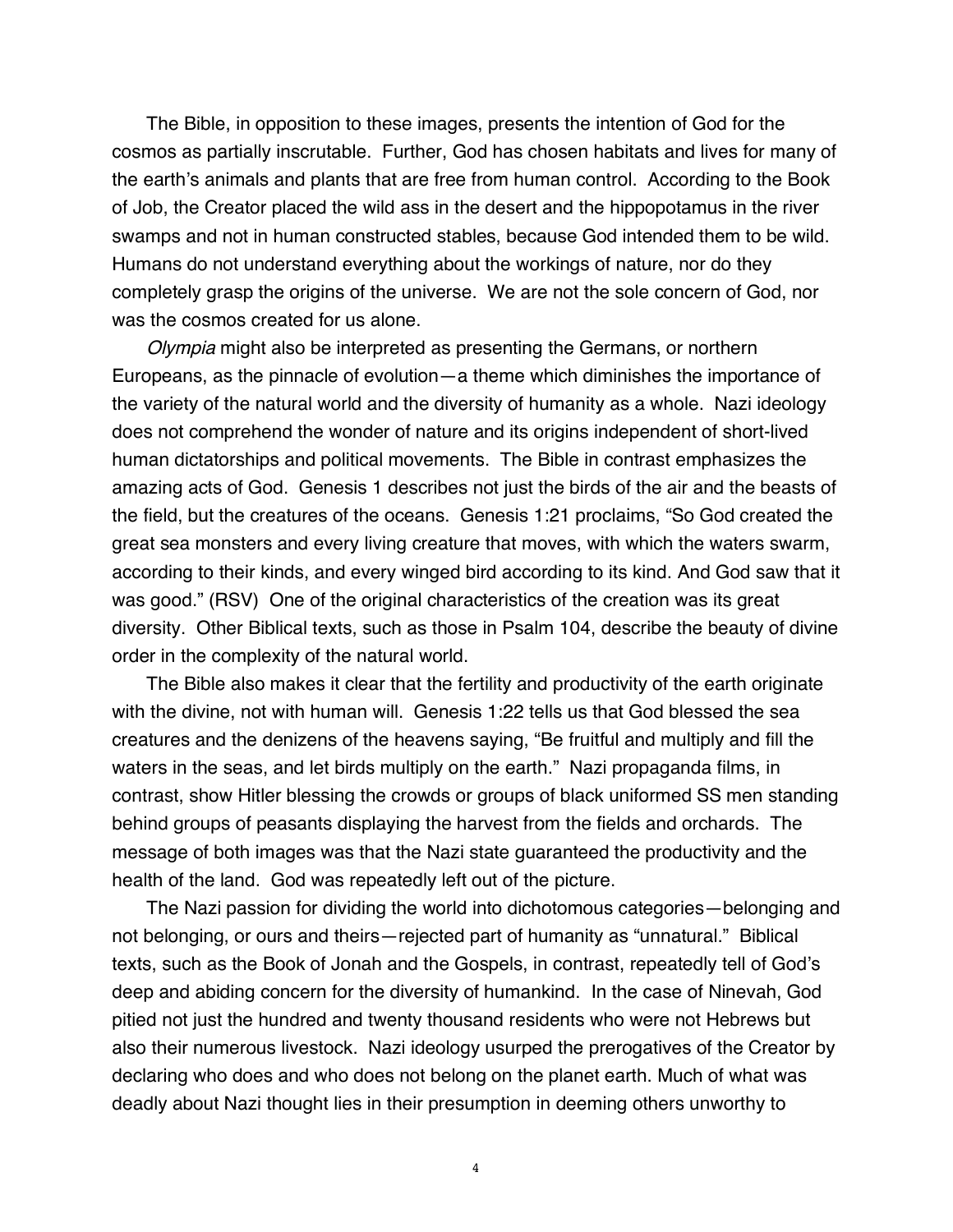The Bible, in opposition to these images, presents the intention of God for the cosmos as partially inscrutable. Further, God has chosen habitats and lives for many of the earth's animals and plants that are free from human control. According to the Book of Job, the Creator placed the wild ass in the desert and the hippopotamus in the river swamps and not in human constructed stables, because God intended them to be wild. Humans do not understand everything about the workings of nature, nor do they completely grasp the origins of the universe. We are not the sole concern of God, nor was the cosmos created for us alone.

*Olympia* might also be interpreted as presenting the Germans, or northern Europeans, as the pinnacle of evolution—a theme which diminishes the importance of the variety of the natural world and the diversity of humanity as a whole. Nazi ideology does not comprehend the wonder of nature and its origins independent of short-lived human dictatorships and political movements. The Bible in contrast emphasizes the amazing acts of God. Genesis 1 describes not just the birds of the air and the beasts of the field, but the creatures of the oceans. Genesis 1:21 proclaims, "So God created the great sea monsters and every living creature that moves, with which the waters swarm, according to their kinds, and every winged bird according to its kind. And God saw that it was good." (RSV) One of the original characteristics of the creation was its great diversity. Other Biblical texts, such as those in Psalm 104, describe the beauty of divine order in the complexity of the natural world.

The Bible also makes it clear that the fertility and productivity of the earth originate with the divine, not with human will. Genesis 1:22 tells us that God blessed the sea creatures and the denizens of the heavens saying, "Be fruitful and multiply and fill the waters in the seas, and let birds multiply on the earth." Nazi propaganda films, in contrast, show Hitler blessing the crowds or groups of black uniformed SS men standing behind groups of peasants displaying the harvest from the fields and orchards. The message of both images was that the Nazi state guaranteed the productivity and the health of the land. God was repeatedly left out of the picture.

The Nazi passion for dividing the world into dichotomous categories—belonging and not belonging, or ours and theirs—rejected part of humanity as "unnatural." Biblical texts, such as the Book of Jonah and the Gospels, in contrast, repeatedly tell of God's deep and abiding concern for the diversity of humankind. In the case of Nineveh, God pitied not just the hundred and twenty thousand residents who were not Hebrews but also their numerous livestock. Nazi ideology usurped the prerogatives of the Creator by declaring who does and who does not belong on the planet earth. Much of what was deadly about Nazi thought lies in their presumption in deeming others unworthy to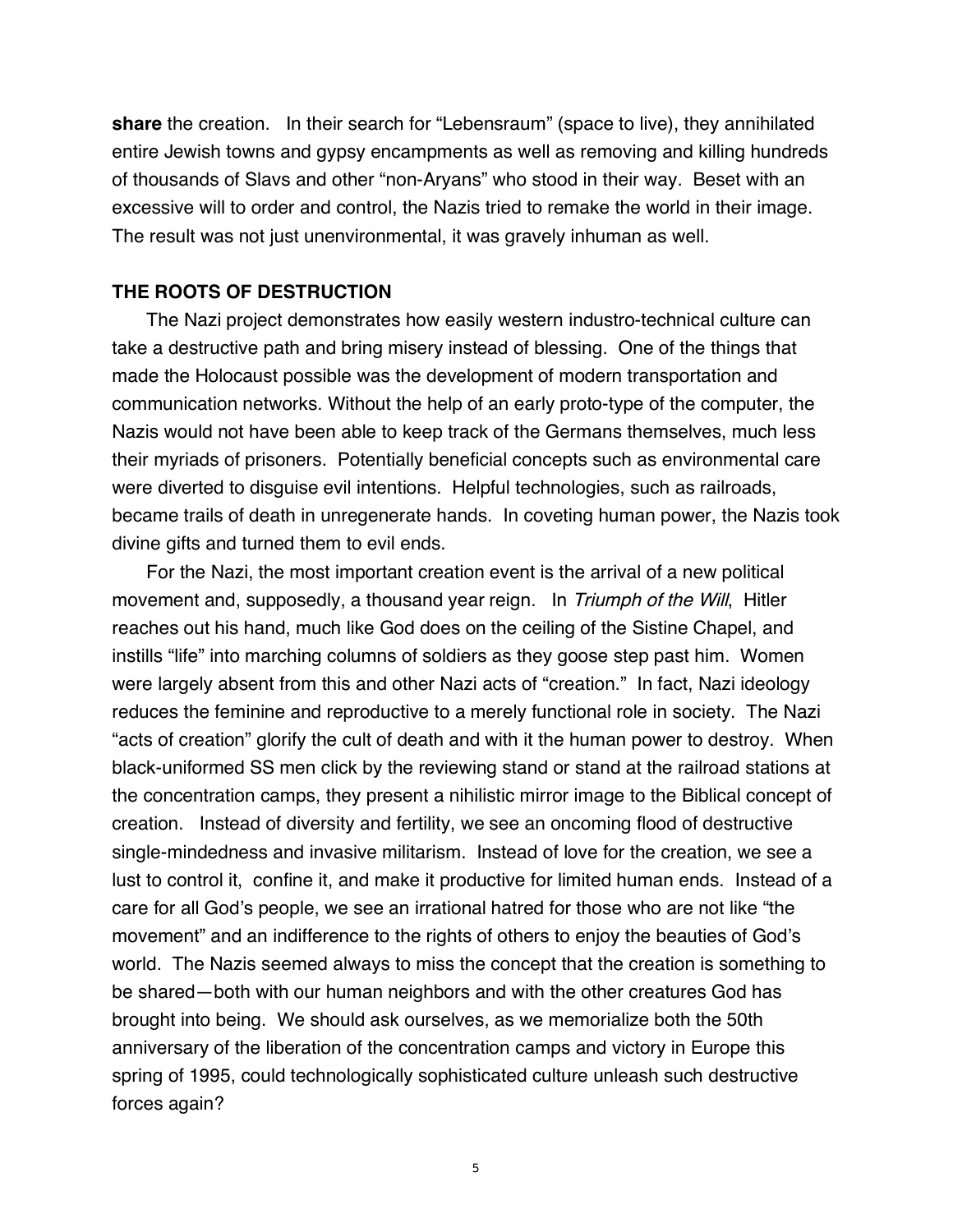**share** the creation. In their search for "Lebensraum" (space to live), they annihilated entire Jewish towns and gypsy encampments as well as removing and killing hundreds of thousands of Slavs and other "non-Aryans" who stood in their way. Beset with an excessive will to order and control, the Nazis tried to remake the world in their image. The result was not just unenvironmental, it was gravely inhuman as well.

## THE ROOTS OF DESTRUCTION

The Nazi project demonstrates how easily western industro-technical culture can take a destructive path and bring misery instead of blessing. One of the things that made the Holocaust possible was the development of modern transportation and communication networks. Without the help of an early proto-type of the computer, the Nazis would not have been able to keep track of the Germans themselves, much less their myriads of prisoners. Potentially beneficial concepts such as environmental care were diverted to disguise evil intentions. Helpful technologies, such as railroads, became trails of death in unregenerate hands. In coveting human power, the Nazis took divine gifts and turned them to evil ends.

For the Nazi, the most important creation event is the arrival of a new political movement and, supposedly, a thousand year reign. In *Triumph of the Will*, Hitler reaches out his hand, much like God does on the ceiling of the Sistine Chapel, and instills "life" into marching columns of soldiers as they goose step past him. Women were largely absent from this and other Nazi acts of "creation." In fact, Nazi ideology reduces the feminine and reproductive to a merely functional role in society. The Nazi "acts of creation" glorify the cult of death and with it the human power to destroy. When black-uniformed SS men click by the reviewing stand or stand at the railroad stations at the concentration camps, they present a nihilistic mirror image to the Biblical concept of creation. Instead of diversity and fertility, we see an oncoming flood of destructive single-mindedness and invasive militarism. Instead of love for the creation, we see a lust to control it, confine it, and make it productive for limited human ends. Instead of a care for all God's people, we see an irrational hatred for those who are not like "the movement" and an indifference to the rights of others to enjoy the beauties of God's world. The Nazis seemed always to miss the concept that the creation is something to be shared—both with our human neighbors and with the other creatures God has brought into being. We should ask ourselves, as we memorialize both the 50th anniversary of the liberation of the concentration camps and victory in Europe this spring of 1995, could technologically sophisticated culture unleash such destructive forces again?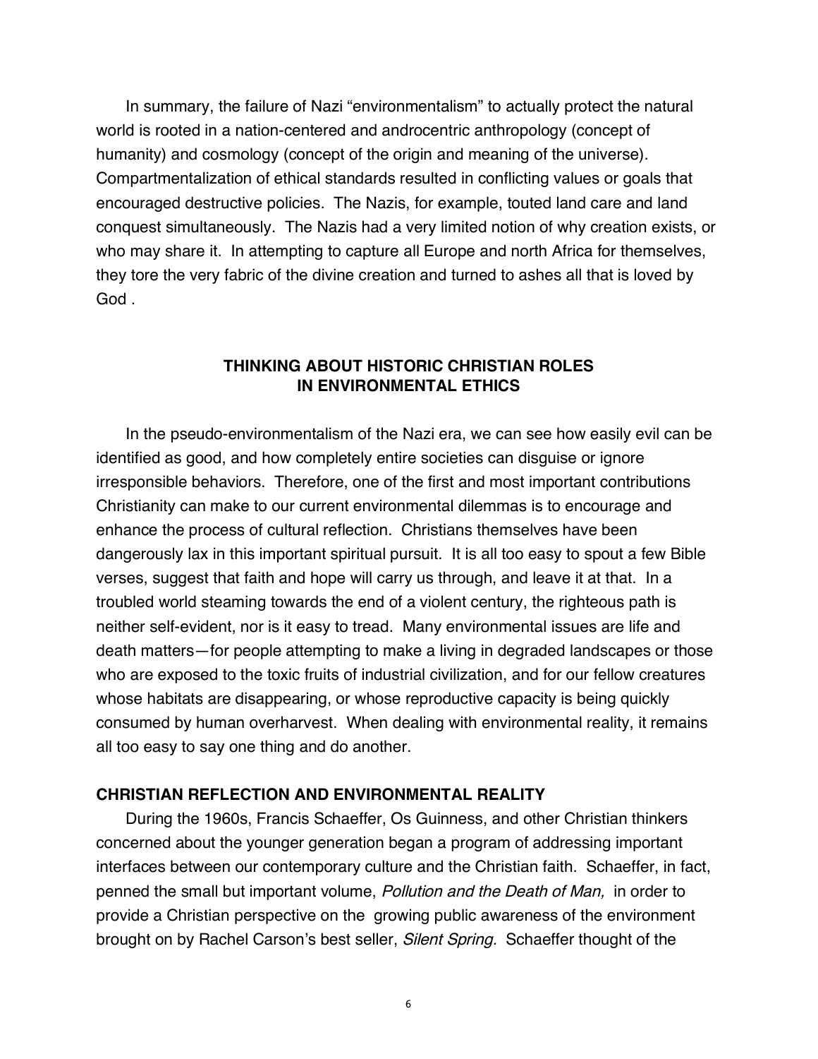In summary, the failure of Nazi "environmentalism" to actually protect the natural world is rooted in a nation-centered and androcentric anthropology (concept of humanity) and cosmology (concept of the origin and meaning of the universe). Compartmentalization of ethical standards resulted in conflicting values or goals that encouraged destructive policies. The Nazis, for example, touted land care and land conquest simultaneously. The Nazis had a very limited notion of why creation exists, or who may share it. In attempting to capture all Europe and north Africa for themselves, they tore the very fabric of the divine creation and turned to ashes all that is loved by God .

## THINKING ABOUT HISTORIC CHRISTIAN ROLES IN ENVIRONMENTAL ETHICS

In the pseudo-environmentalism of the Nazi era, we can see how easily evil can be identified as good, and how completely entire societies can disguise or ignore irresponsible behaviors. Therefore, one of the first and most important contributions Christianity can make to our current environmental dilemmas is to encourage and enhance the process of cultural reflection. Christians themselves have been dangerously lax in this important spiritual pursuit. It is all too easy to spout a few Bible verses, suggest that faith and hope will carry us through, and leave it at that. In a troubled world steaming towards the end of a violent century, the righteous path is neither self-evident, nor is it easy to tread. Many environmental issues are life and death matters—for people attempting to make a living in degraded landscapes or those who are exposed to the toxic fruits of industrial civilization, and for our fellow creatures whose habitats are disappearing, or whose reproductive capacity is being quickly consumed by human overharvest. When dealing with environmental reality, it remains all too easy to say one thing and do another.

### CHRISTIAN REFLECTION AND ENVIRONMENTAL REALITY

During the 1960s, Francis Schaeffer, Os Guinness, and other Christian thinkers concerned about the younger generation began a program of addressing important interfaces between our contemporary culture and the Christian faith. Schaeffer, in fact, penned the small but important volume, *Pollution and the Death of Man,* in order to provide a Christian perspective on the growing public awareness of the environment brought on by Rachel Carson's best seller, *Silent Spring.* Schaeffer thought of the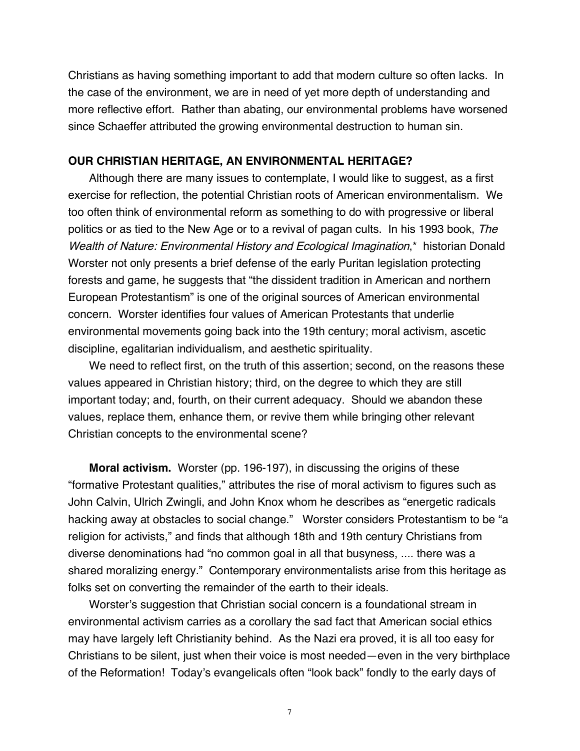Christians as having something important to add that modern culture so often lacks. In the case of the environment, we are in need of yet more depth of understanding and more reflective effort. Rather than abating, our environmental problems have worsened since Schaeffer attributed the growing environmental destruction to human sin.

## OUR CHRISTIAN HERITAGE, AN ENVIRONMENTAL HERITAGE?

Although there are many issues to contemplate, I would like to suggest, as a first exercise for reflection, the potential Christian roots of American environmentalism. We too often think of environmental reform as something to do with progressive or liberal politics or as tied to the New Age or to a revival of pagan cults. In his 1993 book, *The Wealth of Nature: Environmental History and Ecological Imagination*,* historian Donald Worster not only presents a brief defense of the early Puritan legislation protecting forests and game, he suggests that "the dissident tradition in American and northern European Protestantism" is one of the original sources of American environmental concern. Worster identifies four values of American Protestants that underlie environmental movements going back into the 19th century; moral activism, ascetic discipline, egalitarian individualism, and aesthetic spirituality.

We need to reflect first, on the truth of this assertion; second, on the reasons these values appeared in Christian history; third, on the degree to which they are still important today; and, fourth, on their current adequacy. Should we abandon these values, replace them, enhance them, or revive them while bringing other relevant Christian concepts to the environmental scene?

**Moral activism.** Worster (pp. 196-197), in discussing the origins of these "formative Protestant qualities," attributes the rise of moral activism to figures such as John Calvin, Ulrich Zwingli, and John Knox whom he describes as "energetic radicals hacking away at obstacles to social change." Worster considers Protestantism to be "a religion for activists," and finds that although 18th and 19th century Christians from diverse denominations had "no common goal in all that busyness, .... there was a shared moralizing energy." Contemporary environmentalists arise from this heritage as folks set on converting the remainder of the earth to their ideals.

Worster's suggestion that Christian social concern is a foundational stream in environmental activism carries as a corollary the sad fact that American social ethics may have largely left Christianity behind. As the Nazi era proved, it is all too easy for Christians to be silent, just when their voice is most needed—even in the very birthplace of the Reformation! Today's evangelicals often "look back" fondly to the early days of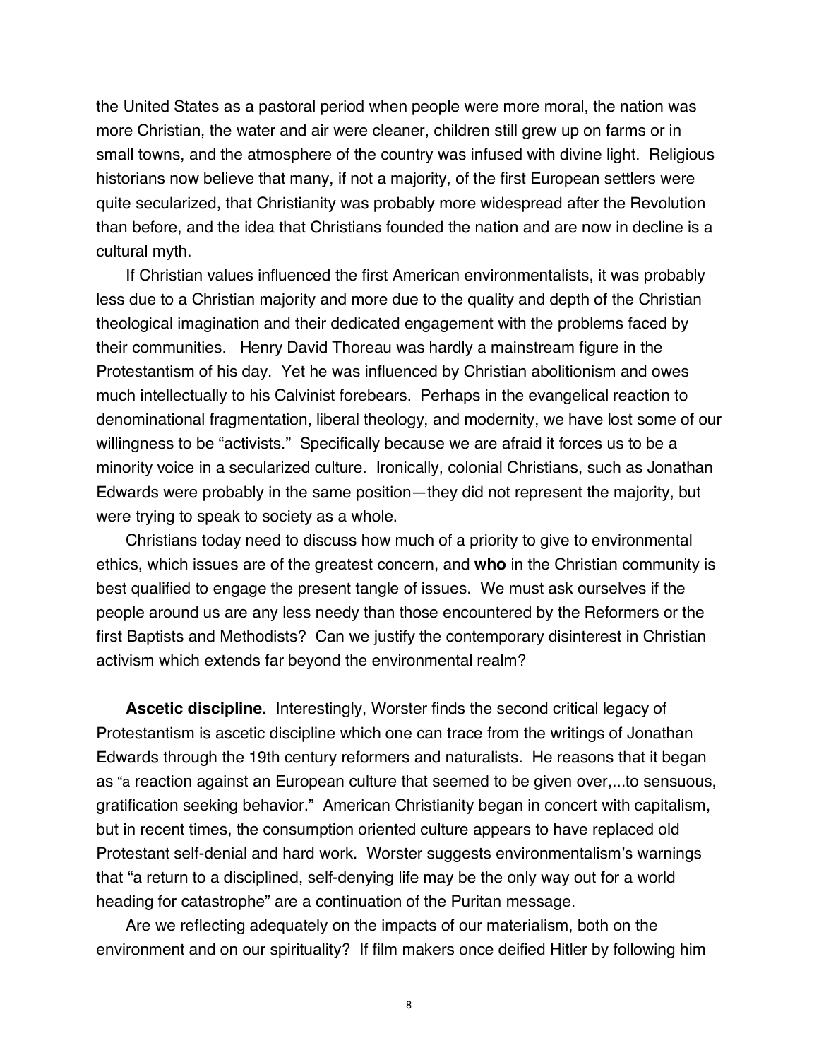the United States as a pastoral period when people were more moral, the nation was more Christian, the water and air were cleaner, children still grew up on farms or in small towns, and the atmosphere of the country was infused with divine light. Religious historians now believe that many, if not a majority, of the first European settlers were quite secularized, that Christianity was probably more widespread after the Revolution than before, and the idea that Christians founded the nation and are now in decline is a cultural myth.

If Christian values influenced the first American environmentalists, it was probably less due to a Christian majority and more due to the quality and depth of the Christian theological imagination and their dedicated engagement with the problems faced by their communities. Henry David Thoreau was hardly a mainstream figure in the Protestantism of his day. Yet he was influenced by Christian abolitionism and owes much intellectually to his Calvinist forebears. Perhaps in the evangelical reaction to denominational fragmentation, liberal theology, and modernity, we have lost some of our willingness to be "activists." Specifically because we are afraid it forces us to be a minority voice in a secularized culture. Ironically, colonial Christians, such as Jonathan Edwards were probably in the same position—they did not represent the majority, but were trying to speak to society as a whole.

Christians today need to discuss how much of a priority to give to environmental ethics, which issues are of the greatest concern, and **who** in the Christian community is best qualified to engage the present tangle of issues. We must ask ourselves if the people around us are any less needy than those encountered by the Reformers or the first Baptists and Methodists? Can we justify the contemporary disinterest in Christian activism which extends far beyond the environmental realm?

**Ascetic discipline.** Interestingly, Worster finds the second critical legacy of Protestantism is ascetic discipline which one can trace from the writings of Jonathan Edwards through the 19th century reformers and naturalists. He reasons that it began as "a reaction against an European culture that seemed to be given over,...to sensuous, gratification seeking behavior." American Christianity began in concert with capitalism, but in recent times, the consumption oriented culture appears to have replaced old Protestant self-denial and hard work. Worster suggests environmentalism's warnings that "a return to a disciplined, self-denying life may be the only way out for a world heading for catastrophe" are a continuation of the Puritan message.

Are we reflecting adequately on the impacts of our materialism, both on the environment and on our spirituality? If film makers once deified Hitler by following him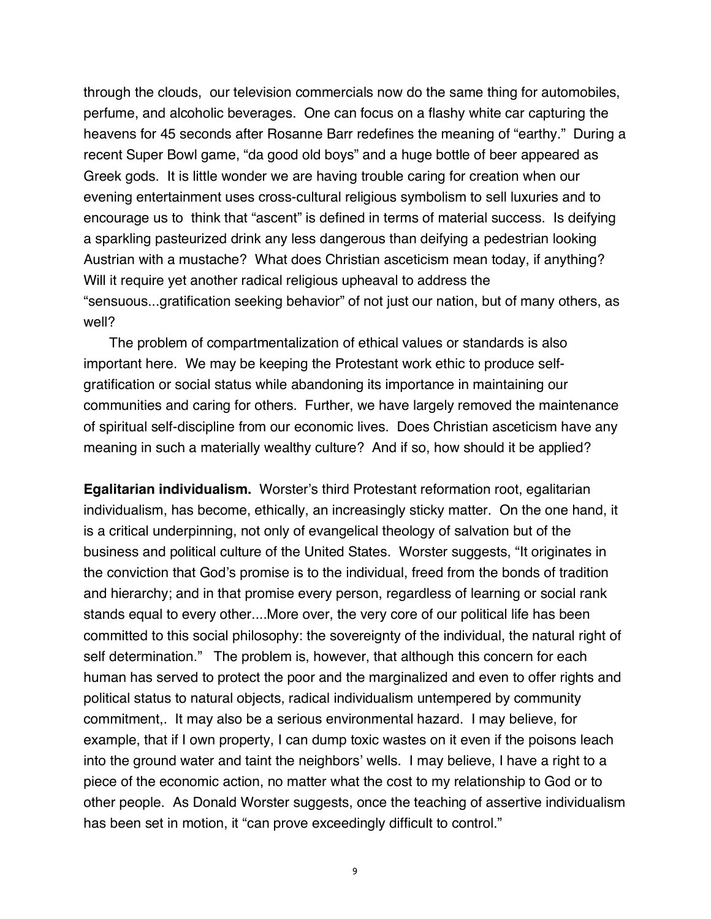through the clouds, our television commercials now do the same thing for automobiles, perfume, and alcoholic beverages. One can focus on a flashy white car capturing the heavens for 45 seconds after Rosanne Barr redefines the meaning of "earthy." During a recent Super Bowl game, "da good old boys" and a huge bottle of beer appeared as Greek gods. It is little wonder we are having trouble caring for creation when our evening entertainment uses cross-cultural religious symbolism to sell luxuries and to encourage us to think that "ascent" is defined in terms of material success. Is deifying a sparkling pasteurized drink any less dangerous than deifying a pedestrian looking Austrian with a mustache? What does Christian asceticism mean today, if anything? Will it require yet another radical religious upheaval to address the "sensuous...gratification seeking behavior" of not just our nation, but of many others, as well?

The problem of compartmentalization of ethical values or standards is also important here. We may be keeping the Protestant work ethic to produce self-gratification or social status while abandoning its importance in maintaining our communities and caring for others. Further, we have largely removed the maintenance of spiritual self-discipline from our economic lives. Does Christian asceticism have any meaning in such a materially wealthy culture? And if so, how should it be applied?

**Egalitarian individualism.** Worster's third Protestant reformation root, egalitarian individualism, has become, ethically, an increasingly sticky matter. On the one hand, it is a critical underpinning, not only of evangelical theology of salvation but of the business and political culture of the United States. Worster suggests, "It originates in the conviction that God's promise is to the individual, freed from the bonds of tradition and hierarchy; and in that promise every person, regardless of learning or social rank stands equal to every other....More over, the very core of our political life has been committed to this social philosophy: the sovereignty of the individual, the natural right of self determination." The problem is, however, that although this concern for each human has served to protect the poor and the marginalized and even to offer rights and political status to natural objects, radical individualism untempered by community commitment,. It may also be a serious environmental hazard. I may believe, for example, that if I own property, I can dump toxic wastes on it even if the poisons leach into the ground water and taint the neighbors' wells. I may believe, I have a right to a piece of the economic action, no matter what the cost to my relationship to God or to other people. As Donald Worster suggests, once the teaching of assertive individualism has been set in motion, it "can prove exceedingly difficult to control."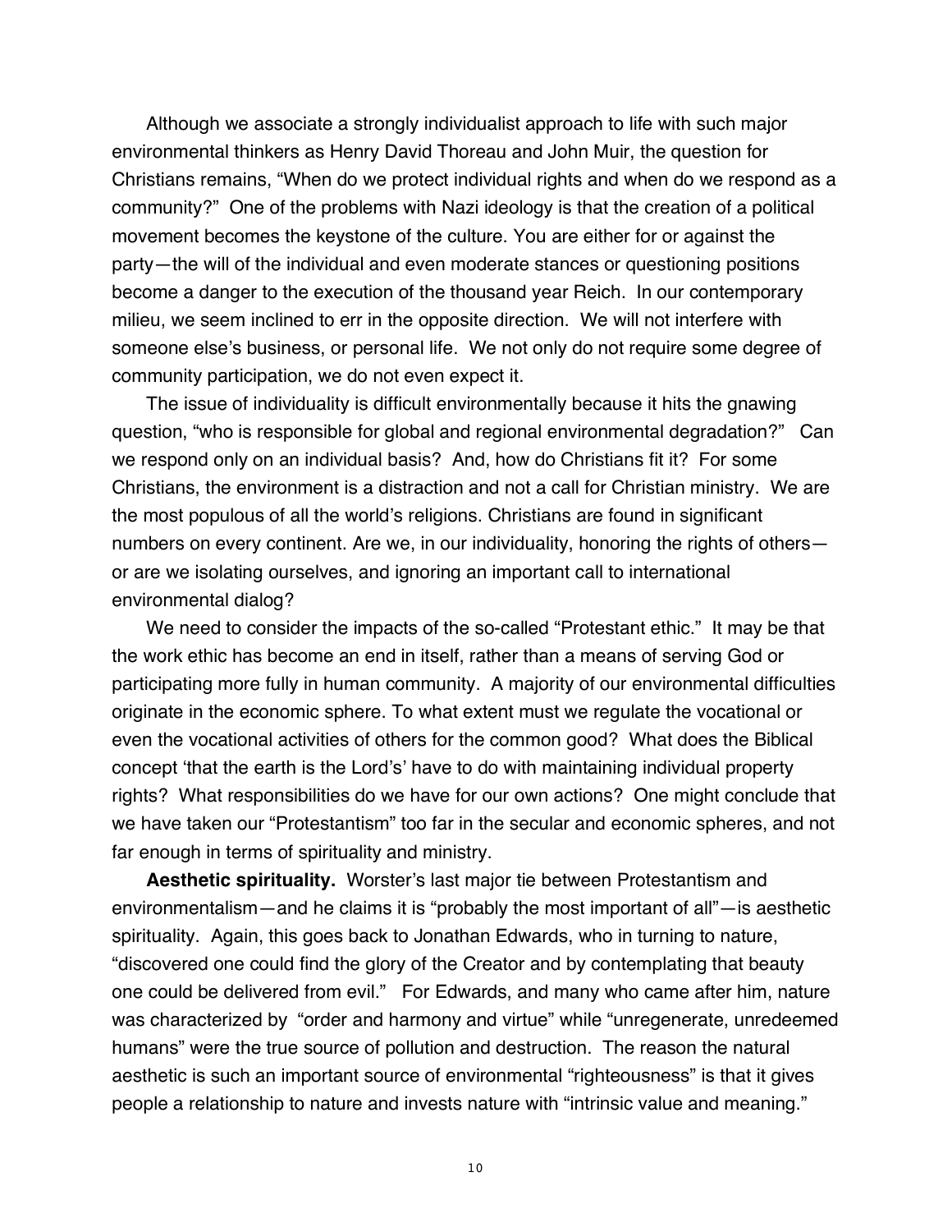Although we associate a strongly individualist approach to life with such major environmental thinkers as Henry David Thoreau and John Muir, the question for Christians remains, "When do we protect individual rights and when do we respond as a community?" One of the problems with Nazi ideology is that the creation of a political movement becomes the keystone of the culture. You are either for or against the party—the will of the individual and even moderate stances or questioning positions become a danger to the execution of the thousand year Reich. In our contemporary milieu, we seem inclined to err in the opposite direction. We will not interfere with someone else's business, or personal life. We not only do not require some degree of community participation, we do not even expect it.

The issue of individuality is difficult environmentally because it hits the gnawing question, "who is responsible for global and regional environmental degradation?" Can we respond only on an individual basis? And, how do Christians fit it? For some Christians, the environment is a distraction and not a call for Christian ministry. We are the most populous of all the world's religions. Christians are found in significant numbers on every continent. Are we, in our individuality, honoring the rights of others—or are we isolating ourselves, and ignoring an important call to international environmental dialog?

We need to consider the impacts of the so-called "Protestant ethic." It may be that the work ethic has become an end in itself, rather than a means of serving God or participating more fully in human community. A majority of our environmental difficulties originate in the economic sphere. To what extent must we regulate the vocational or even the vocational activities of others for the common good? What does the Biblical concept 'that the earth is the Lord's' have to do with maintaining individual property rights? What responsibilities do we have for our own actions? One might conclude that we have taken our "Protestantism" too far in the secular and economic spheres, and not far enough in terms of spirituality and ministry.

**Aesthetic spirituality.** Worster's last major tie between Protestantism and environmentalism—and he claims it is "probably the most important of all"—is aesthetic spirituality. Again, this goes back to Jonathan Edwards, who in turning to nature, "discovered one could find the glory of the Creator and by contemplating that beauty one could be delivered from evil." For Edwards, and many who came after him, nature was characterized by "order and harmony and virtue" while "unregenerate, unredeemed humans" were the true source of pollution and destruction. The reason the natural aesthetic is such an important source of environmental "righteousness" is that it gives people a relationship to nature and invests nature with "intrinsic value and meaning."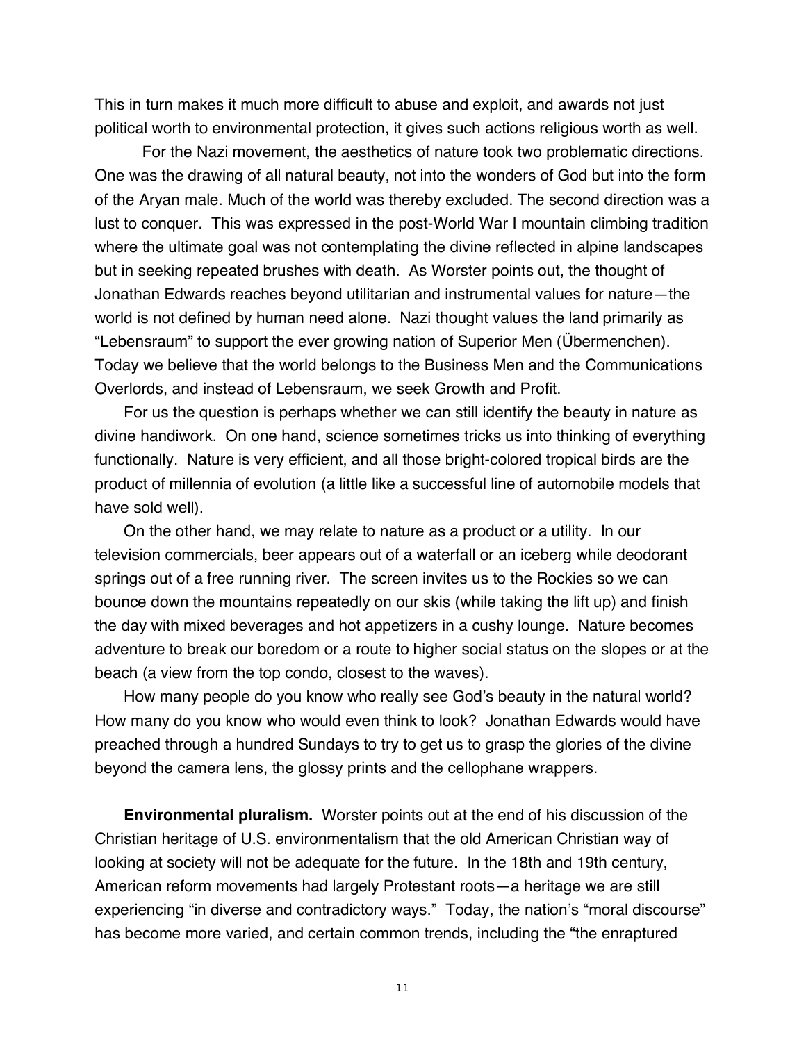This in turn makes it much more difficult to abuse and exploit, and awards not just political worth to environmental protection, it gives such actions religious worth as well.

For the Nazi movement, the aesthetics of nature took two problematic directions. One was the drawing of all natural beauty, not into the wonders of God but into the form of the Aryan male. Much of the world was thereby excluded. The second direction was a lust to conquer. This was expressed in the post-World War I mountain climbing tradition where the ultimate goal was not contemplating the divine reflected in alpine landscapes but in seeking repeated brushes with death. As Worster points out, the thought of Jonathan Edwards reaches beyond utilitarian and instrumental values for nature—the world is not defined by human need alone. Nazi thought values the land primarily as "Lebensraum" to support the ever growing nation of Superior Men (Übermenchen). Today we believe that the world belongs to the Business Men and the Communications Overlords, and instead of Lebensraum, we seek Growth and Profit.

For us the question is perhaps whether we can still identify the beauty in nature as divine handiwork. On one hand, science sometimes tricks us into thinking of everything functionally. Nature is very efficient, and all those bright-colored tropical birds are the product of millennia of evolution (a little like a successful line of automobile models that have sold well).

On the other hand, we may relate to nature as a product or a utility. In our television commercials, beer appears out of a waterfall or an iceberg while deodorant springs out of a free running river. The screen invites us to the Rockies so we can bounce down the mountains repeatedly on our skis (while taking the lift up) and finish the day with mixed beverages and hot appetizers in a cushy lounge. Nature becomes adventure to break our boredom or a route to higher social status on the slopes or at the beach (a view from the top condo, closest to the waves).

How many people do you know who really see God's beauty in the natural world? How many do you know who would even think to look? Jonathan Edwards would have preached through a hundred Sundays to try to get us to grasp the glories of the divine beyond the camera lens, the glossy prints and the cellophane wrappers.

**Environmental pluralism.** Worster points out at the end of his discussion of the Christian heritage of U.S. environmentalism that the old American Christian way of looking at society will not be adequate for the future. In the 18th and 19th century, American reform movements had largely Protestant roots—a heritage we are still experiencing "in diverse and contradictory ways." Today, the nation's "moral discourse" has become more varied, and certain common trends, including the "the enraptured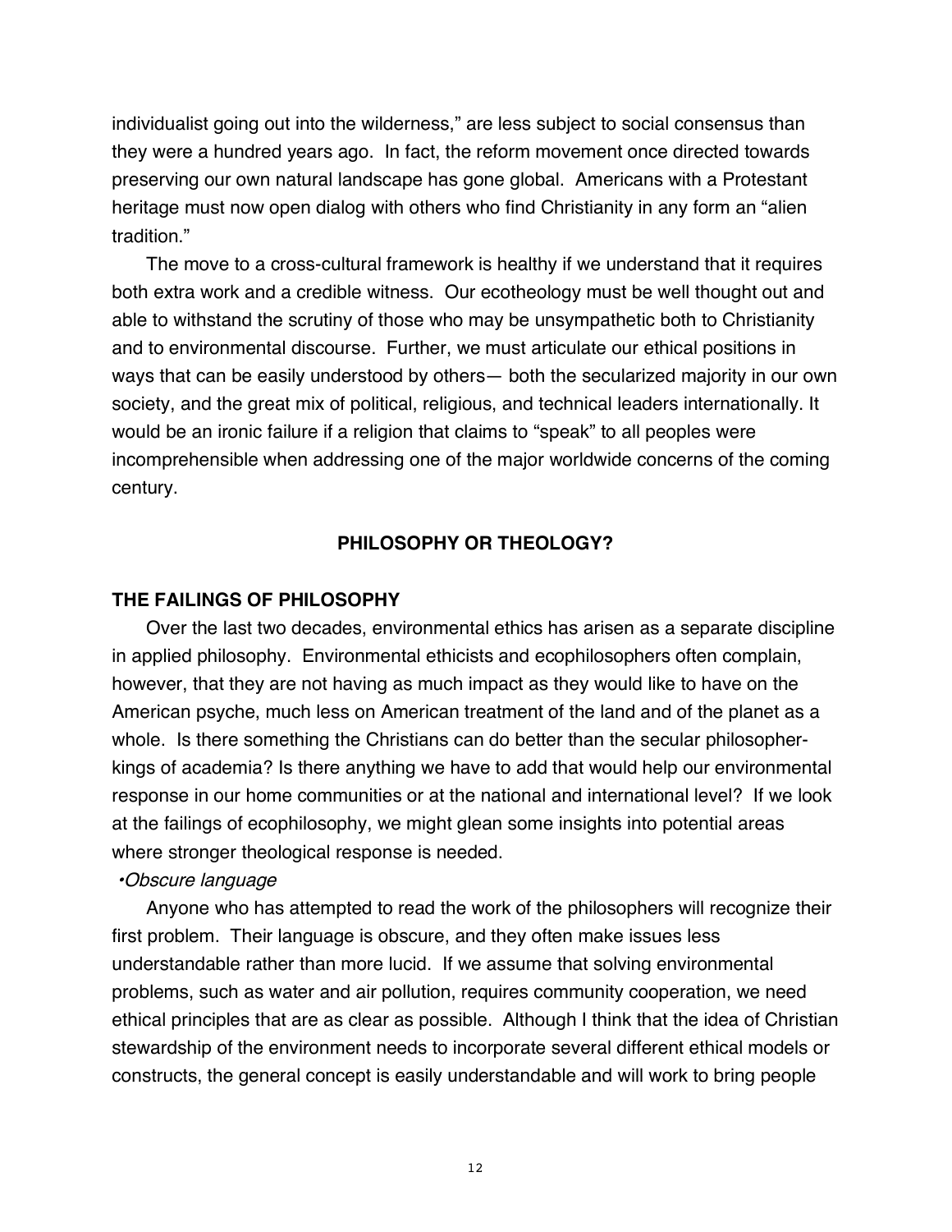individualist going out into the wilderness," are less subject to social consensus than they were a hundred years ago. In fact, the reform movement once directed towards preserving our own natural landscape has gone global. Americans with a Protestant heritage must now open dialog with others who find Christianity in any form an "alien tradition."

The move to a cross-cultural framework is healthy if we understand that it requires both extra work and a credible witness. Our ecotheology must be well thought out and able to withstand the scrutiny of those who may be unsympathetic both to Christianity and to environmental discourse. Further, we must articulate our ethical positions in ways that can be easily understood by others— both the secularized majority in our own society, and the great mix of political, religious, and technical leaders internationally. It would be an ironic failure if a religion that claims to "speak" to all peoples were incomprehensible when addressing one of the major worldwide concerns of the coming century.

## PHILOSOPHY OR THEOLOGY?

### THE FAILINGS OF PHILOSOPHY

Over the last two decades, environmental ethics has arisen as a separate discipline in applied philosophy. Environmental ethicists and ecophilosophers often complain, however, that they are not having as much impact as they would like to have on the American psyche, much less on American treatment of the land and of the planet as a whole. Is there something the Christians can do better than the secular philosopher-kings of academia? Is there anything we have to add that would help our environmental response in our home communities or at the national and international level? If we look at the failings of ecophilosophy, we might glean some insights into potential areas where stronger theological response is needed.

•*Obscure language*

Anyone who has attempted to read the work of the philosophers will recognize their first problem. Their language is obscure, and they often make issues less understandable rather than more lucid. If we assume that solving environmental problems, such as water and air pollution, requires community cooperation, we need ethical principles that are as clear as possible. Although I think that the idea of Christian stewardship of the environment needs to incorporate several different ethical models or constructs, the general concept is easily understandable and will work to bring people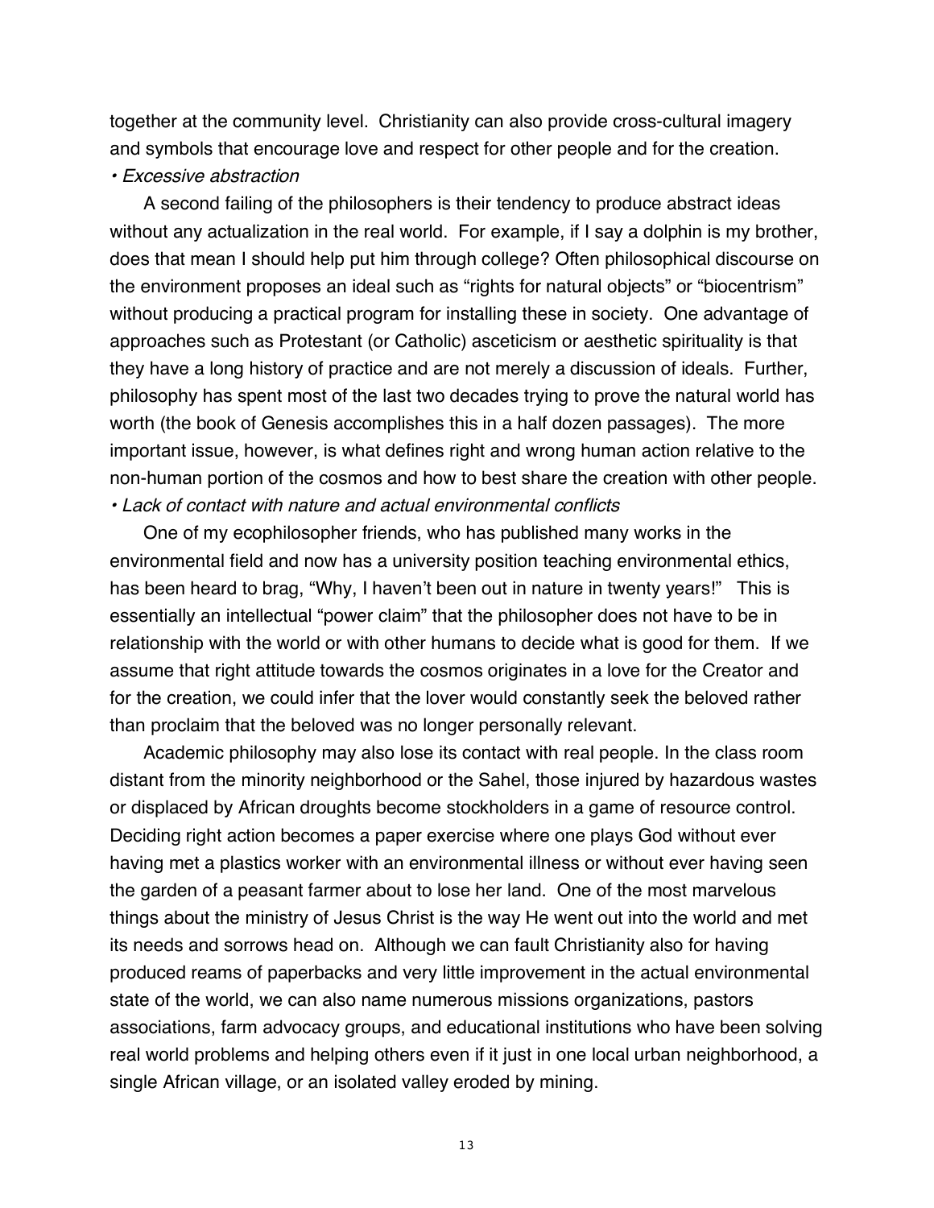together at the community level. Christianity can also provide cross-cultural imagery and symbols that encourage love and respect for other people and for the creation.

• *Excessive abstraction*

A second failing of the philosophers is their tendency to produce abstract ideas without any actualization in the real world. For example, if I say a dolphin is my brother, does that mean I should help put him through college? Often philosophical discourse on the environment proposes an ideal such as "rights for natural objects" or "biocentrism" without producing a practical program for installing these in society. One advantage of approaches such as Protestant (or Catholic) asceticism or aesthetic spirituality is that they have a long history of practice and are not merely a discussion of ideals. Further, philosophy has spent most of the last two decades trying to prove the natural world has worth (the book of Genesis accomplishes this in a half dozen passages). The more important issue, however, is what defines right and wrong human action relative to the non-human portion of the cosmos and how to best share the creation with other people.

• *Lack of contact with nature and actual environmental conflicts*

One of my ecophilosopher friends, who has published many works in the environmental field and now has a university position teaching environmental ethics, has been heard to brag, "Why, I haven't been out in nature in twenty years!" This is essentially an intellectual "power claim" that the philosopher does not have to be in relationship with the world or with other humans to decide what is good for them. If we assume that right attitude towards the cosmos originates in a love for the Creator and for the creation, we could infer that the lover would constantly seek the beloved rather than proclaim that the beloved was no longer personally relevant.

Academic philosophy may also lose its contact with real people. In the class room distant from the minority neighborhood or the Sahel, those injured by hazardous wastes or displaced by African droughts become stockholders in a game of resource control. Deciding right action becomes a paper exercise where one plays God without ever having met a plastics worker with an environmental illness or without ever having seen the garden of a peasant farmer about to lose her land. One of the most marvelous things about the ministry of Jesus Christ is the way He went out into the world and met its needs and sorrows head on. Although we can fault Christianity also for having produced reams of paperbacks and very little improvement in the actual environmental state of the world, we can also name numerous missions organizations, pastors associations, farm advocacy groups, and educational institutions who have been solving real world problems and helping others even if it just in one local urban neighborhood, a single African village, or an isolated valley eroded by mining.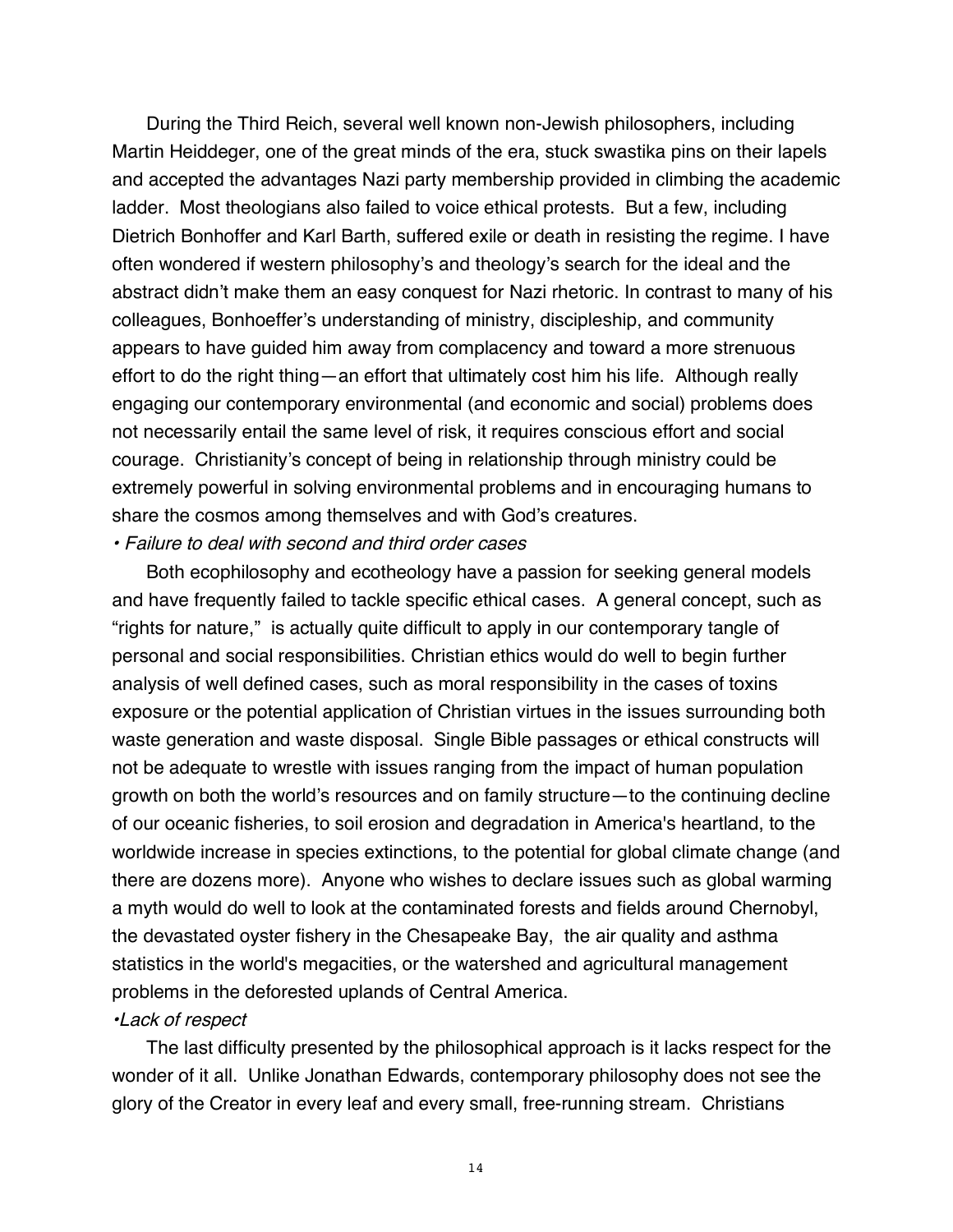During the Third Reich, several well known non-Jewish philosophers, including Martin Heiddeger, one of the great minds of the era, stuck swastika pins on their lapels and accepted the advantages Nazi party membership provided in climbing the academic ladder. Most theologians also failed to voice ethical protests. But a few, including Dietrich Bonhoffer and Karl Barth, suffered exile or death in resisting the regime. I have often wondered if western philosophy's and theology's search for the ideal and the abstract didn't make them an easy conquest for Nazi rhetoric. In contrast to many of his colleagues, Bonhoeffer's understanding of ministry, discipleship, and community appears to have guided him away from complacency and toward a more strenuous effort to do the right thing—an effort that ultimately cost him his life. Although really engaging our contemporary environmental (and economic and social) problems does not necessarily entail the same level of risk, it requires conscious effort and social courage. Christianity's concept of being in relationship through ministry could be extremely powerful in solving environmental problems and in encouraging humans to share the cosmos among themselves and with God's creatures.

*• Failure to deal with second and third order cases*

Both ecophilosophy and ecotheology have a passion for seeking general models and have frequently failed to tackle specific ethical cases. A general concept, such as "rights for nature," is actually quite difficult to apply in our contemporary tangle of personal and social responsibilities. Christian ethics would do well to begin further analysis of well defined cases, such as moral responsibility in the cases of toxins exposure or the potential application of Christian virtues in the issues surrounding both waste generation and waste disposal. Single Bible passages or ethical constructs will not be adequate to wrestle with issues ranging from the impact of human population growth on both the world's resources and on family structure—to the continuing decline of our oceanic fisheries, to soil erosion and degradation in America's heartland, to the worldwide increase in species extinctions, to the potential for global climate change (and there are dozens more). Anyone who wishes to declare issues such as global warming a myth would do well to look at the contaminated forests and fields around Chernobyl, the devastated oyster fishery in the Chesapeake Bay, the air quality and asthma statistics in the world's megacities, or the watershed and agricultural management problems in the deforested uplands of Central America.

*•Lack of respect*

The last difficulty presented by the philosophical approach is it lacks respect for the wonder of it all. Unlike Jonathan Edwards, contemporary philosophy does not see the glory of the Creator in every leaf and every small, free-running stream. Christians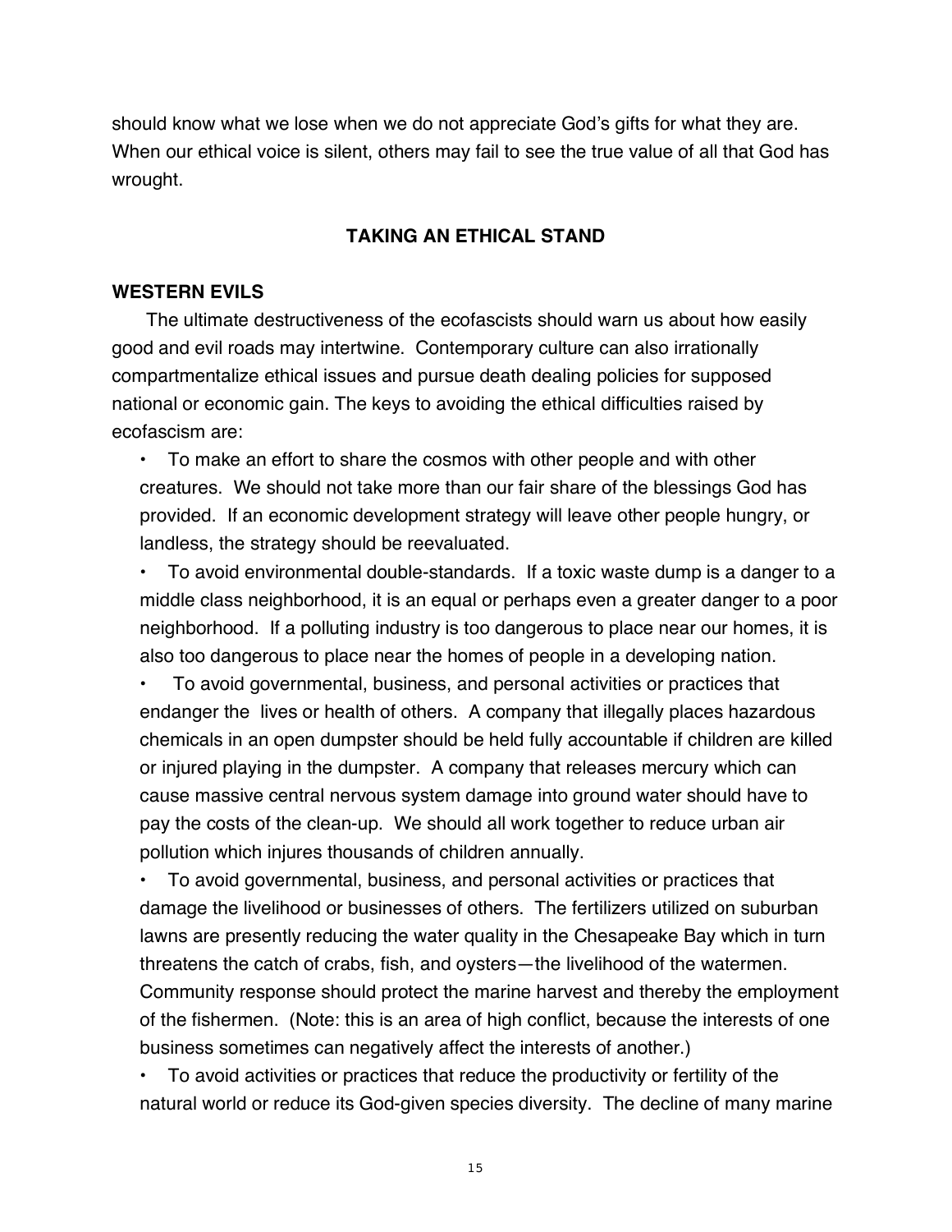should know what we lose when we do not appreciate God's gifts for what they are. When our ethical voice is silent, others may fail to see the true value of all that God has wrought.

## TAKING AN ETHICAL STAND

### WESTERN EVILS

The ultimate destructiveness of the ecofascists should warn us about how easily good and evil roads may intertwine. Contemporary culture can also irrationally compartmentalize ethical issues and pursue death dealing policies for supposed national or economic gain. The keys to avoiding the ethical difficulties raised by ecofascism are:

- To make an effort to share the cosmos with other people and with other creatures. We should not take more than our fair share of the blessings God has provided. If an economic development strategy will leave other people hungry, or landless, the strategy should be reevaluated.
- To avoid environmental double-standards. If a toxic waste dump is a danger to a middle class neighborhood, it is an equal or perhaps even a greater danger to a poor neighborhood. If a polluting industry is too dangerous to place near our homes, it is also too dangerous to place near the homes of people in a developing nation.
- To avoid governmental, business, and personal activities or practices that endanger the lives or health of others. A company that illegally places hazardous chemicals in an open dumpster should be held fully accountable if children are killed or injured playing in the dumpster. A company that releases mercury which can cause massive central nervous system damage into ground water should have to pay the costs of the clean-up. We should all work together to reduce urban air pollution which injures thousands of children annually.
- To avoid governmental, business, and personal activities or practices that damage the livelihood or businesses of others. The fertilizers utilized on suburban lawns are presently reducing the water quality in the Chesapeake Bay which in turn threatens the catch of crabs, fish, and oysters—the livelihood of the watermen. Community response should protect the marine harvest and thereby the employment of the fishermen. (Note: this is an area of high conflict, because the interests of one business sometimes can negatively affect the interests of another.)
- To avoid activities or practices that reduce the productivity or fertility of the natural world or reduce its God-given species diversity. The decline of many marine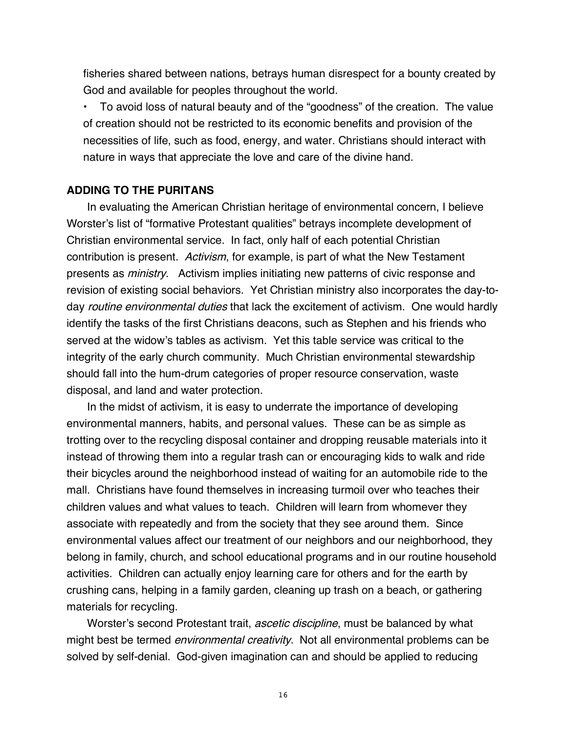fisheries shared between nations, betrays human disrespect for a bounty created by God and available for peoples throughout the world.

- To avoid loss of natural beauty and of the "goodness" of the creation. The value of creation should not be restricted to its economic benefits and provision of the necessities of life, such as food, energy, and water. Christians should interact with nature in ways that appreciate the love and care of the divine hand.

## ADDING TO THE PURITANS

In evaluating the American Christian heritage of environmental concern, I believe Worster's list of "formative Protestant qualities" betrays incomplete development of Christian environmental service. In fact, only half of each potential Christian contribution is present. *Activism*, for example, is part of what the New Testament presents as *ministry*. Activism implies initiating new patterns of civic response and revision of existing social behaviors. Yet Christian ministry also incorporates the day-to-day *routine environmental duties* that lack the excitement of activism. One would hardly identify the tasks of the first Christians deacons, such as Stephen and his friends who served at the widow's tables as activism. Yet this table service was critical to the integrity of the early church community. Much Christian environmental stewardship should fall into the hum-drum categories of proper resource conservation, waste disposal, and land and water protection.

In the midst of activism, it is easy to underrate the importance of developing environmental manners, habits, and personal values. These can be as simple as trotting over to the recycling disposal container and dropping reusable materials into it instead of throwing them into a regular trash can or encouraging kids to walk and ride their bicycles around the neighborhood instead of waiting for an automobile ride to the mall. Christians have found themselves in increasing turmoil over who teaches their children values and what values to teach. Children will learn from whomever they associate with repeatedly and from the society that they see around them. Since environmental values affect our treatment of our neighbors and our neighborhood, they belong in family, church, and school educational programs and in our routine household activities. Children can actually enjoy learning care for others and for the earth by crushing cans, helping in a family garden, cleaning up trash on a beach, or gathering materials for recycling.

Worster's second Protestant trait, *ascetic discipline*, must be balanced by what might best be termed *environmental creativity*. Not all environmental problems can be solved by self-denial. God-given imagination can and should be applied to reducing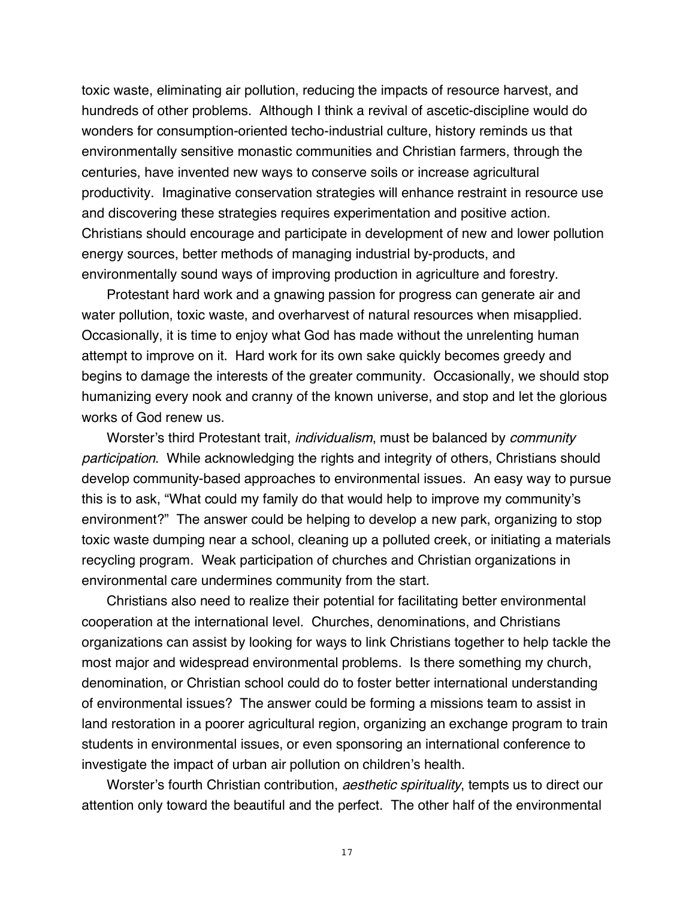toxic waste, eliminating air pollution, reducing the impacts of resource harvest, and hundreds of other problems. Although I think a revival of ascetic-discipline would do wonders for consumption-oriented techo-industrial culture, history reminds us that environmentally sensitive monastic communities and Christian farmers, through the centuries, have invented new ways to conserve soils or increase agricultural productivity. Imaginative conservation strategies will enhance restraint in resource use and discovering these strategies requires experimentation and positive action. Christians should encourage and participate in development of new and lower pollution energy sources, better methods of managing industrial by-products, and environmentally sound ways of improving production in agriculture and forestry.

Protestant hard work and a gnawing passion for progress can generate air and water pollution, toxic waste, and overharvest of natural resources when misapplied. Occasionally, it is time to enjoy what God has made without the unrelenting human attempt to improve on it. Hard work for its own sake quickly becomes greedy and begins to damage the interests of the greater community. Occasionally, we should stop humanizing every nook and cranny of the known universe, and stop and let the glorious works of God renew us.

Worster's third Protestant trait, *individualism*, must be balanced by *community participation*. While acknowledging the rights and integrity of others, Christians should develop community-based approaches to environmental issues. An easy way to pursue this is to ask, "What could my family do that would help to improve my community's environment?" The answer could be helping to develop a new park, organizing to stop toxic waste dumping near a school, cleaning up a polluted creek, or initiating a materials recycling program. Weak participation of churches and Christian organizations in environmental care undermines community from the start.

Christians also need to realize their potential for facilitating better environmental cooperation at the international level. Churches, denominations, and Christians organizations can assist by looking for ways to link Christians together to help tackle the most major and widespread environmental problems. Is there something my church, denomination, or Christian school could do to foster better international understanding of environmental issues? The answer could be forming a missions team to assist in land restoration in a poorer agricultural region, organizing an exchange program to train students in environmental issues, or even sponsoring an international conference to investigate the impact of urban air pollution on children's health.

Worster's fourth Christian contribution, *aesthetic spirituality*, tempts us to direct our attention only toward the beautiful and the perfect. The other half of the environmental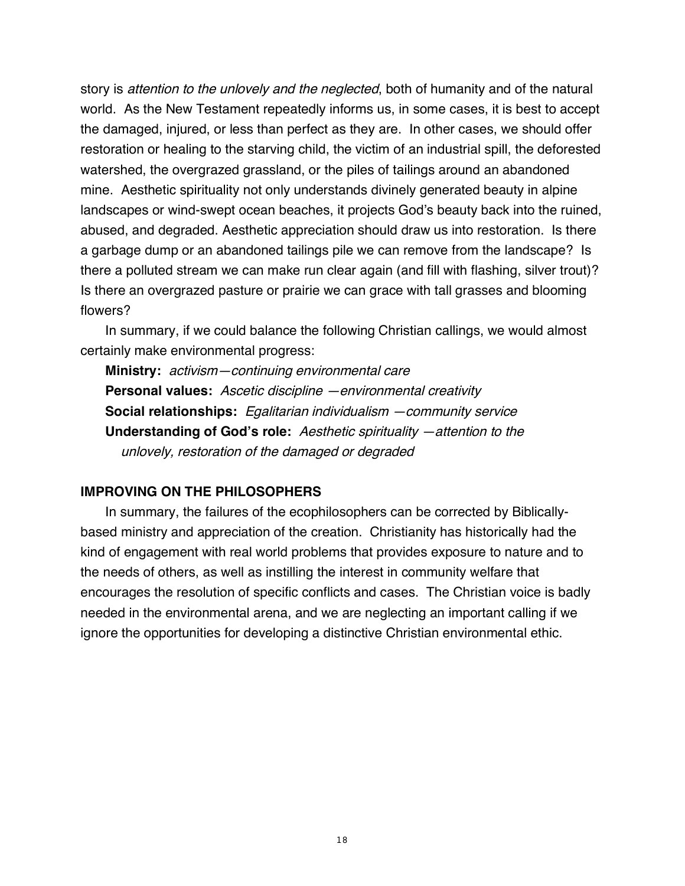story is *attention to the unlovely and the neglected*, both of humanity and of the natural world. As the New Testament repeatedly informs us, in some cases, it is best to accept the damaged, injured, or less than perfect as they are. In other cases, we should offer restoration or healing to the starving child, the victim of an industrial spill, the deforested watershed, the overgrazed grassland, or the piles of tailings around an abandoned mine. Aesthetic spirituality not only understands divinely generated beauty in alpine landscapes or wind-swept ocean beaches, it projects God's beauty back into the ruined, abused, and degraded. Aesthetic appreciation should draw us into restoration. Is there a garbage dump or an abandoned tailings pile we can remove from the landscape? Is there a polluted stream we can make run clear again (and fill with flashing, silver trout)? Is there an overgrazed pasture or prairie we can grace with tall grasses and blooming flowers?

In summary, if we could balance the following Christian callings, we would almost certainly make environmental progress:

**Ministry:** *activism—continuing environmental care*
**Personal values:** *Ascetic discipline —environmental creativity*
**Social relationships:** *Egalitarian individualism —community service*
**Understanding of God's role:** *Aesthetic spirituality —attention to the unlovely, restoration of the damaged or degraded*

## IMPROVING ON THE PHILOSOPHERS

In summary, the failures of the ecophilosophers can be corrected by Biblically-based ministry and appreciation of the creation. Christianity has historically had the kind of engagement with real world problems that provides exposure to nature and to the needs of others, as well as instilling the interest in community welfare that encourages the resolution of specific conflicts and cases. The Christian voice is badly needed in the environmental arena, and we are neglecting an important calling if we ignore the opportunities for developing a distinctive Christian environmental ethic.